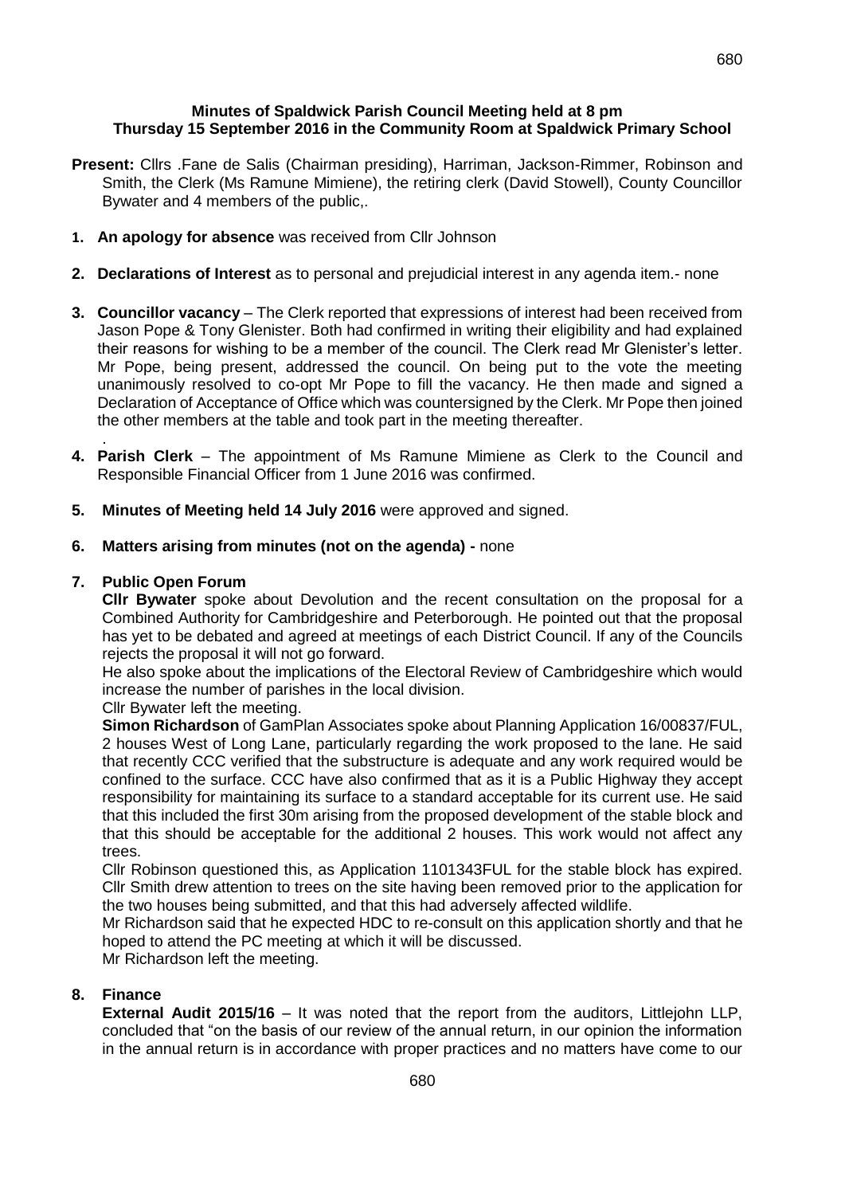# Minutes of Spaldwick Parish Council Meeting held at 8 pm
## Thursday 15 September 2016 in the Community Room at Spaldwick Primary School

**Present:** Cllrs .Fane de Salis (Chairman presiding), Harriman, Jackson-Rimmer, Robinson and Smith, the Clerk (Ms Ramune Mimiene), the retiring clerk (David Stowell), County Councillor Bywater and 4 members of the public,.

1. **An apology for absence** was received from Cllr Johnson

2. **Declarations of Interest** as to personal and prejudicial interest in any agenda item.- none

3. **Councillor vacancy** – The Clerk reported that expressions of interest had been received from Jason Pope & Tony Glenister. Both had confirmed in writing their eligibility and had explained their reasons for wishing to be a member of the council. The Clerk read Mr Glenister's letter. Mr Pope, being present, addressed the council. On being put to the vote the meeting unanimously resolved to co-opt Mr Pope to fill the vacancy. He then made and signed a Declaration of Acceptance of Office which was countersigned by the Clerk. Mr Pope then joined the other members at the table and took part in the meeting thereafter.
.
4. **Parish Clerk** – The appointment of Ms Ramune Mimiene as Clerk to the Council and Responsible Financial Officer from 1 June 2016 was confirmed.

5. **Minutes of Meeting held 14 July 2016** were approved and signed.

6. **Matters arising from minutes (not on the agenda) -** none

7. **Public Open Forum**

   **Cllr Bywater** spoke about Devolution and the recent consultation on the proposal for a Combined Authority for Cambridgeshire and Peterborough. He pointed out that the proposal has yet to be debated and agreed at meetings of each District Council. If any of the Councils rejects the proposal it will not go forward.

   He also spoke about the implications of the Electoral Review of Cambridgeshire which would increase the number of parishes in the local division.

   Cllr Bywater left the meeting.

   **Simon Richardson** of GamPlan Associates spoke about Planning Application 16/00837/FUL, 2 houses West of Long Lane, particularly regarding the work proposed to the lane. He said that recently CCC verified that the substructure is adequate and any work required would be confined to the surface. CCC have also confirmed that as it is a Public Highway they accept responsibility for maintaining its surface to a standard acceptable for its current use. He said that this included the first 30m arising from the proposed development of the stable block and that this should be acceptable for the additional 2 houses. This work would not affect any trees.

   Cllr Robinson questioned this, as Application 1101343FUL for the stable block has expired. Cllr Smith drew attention to trees on the site having been removed prior to the application for the two houses being submitted, and that this had adversely affected wildlife.

   Mr Richardson said that he expected HDC to re-consult on this application shortly and that he hoped to attend the PC meeting at which it will be discussed.

   Mr Richardson left the meeting.

8. **Finance**

   **External Audit 2015/16** – It was noted that the report from the auditors, Littlejohn LLP, concluded that "on the basis of our review of the annual return, in our opinion the information in the annual return is in accordance with proper practices and no matters have come to our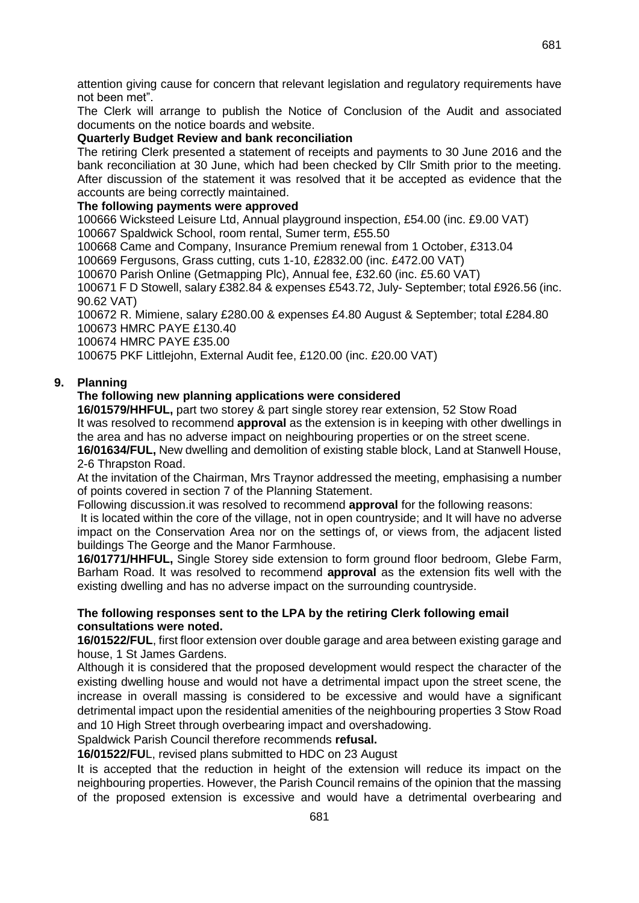attention giving cause for concern that relevant legislation and regulatory requirements have not been met".

The Clerk will arrange to publish the Notice of Conclusion of the Audit and associated documents on the notice boards and website.

**Quarterly Budget Review and bank reconciliation**

The retiring Clerk presented a statement of receipts and payments to 30 June 2016 and the bank reconciliation at 30 June, which had been checked by Cllr Smith prior to the meeting. After discussion of the statement it was resolved that it be accepted as evidence that the accounts are being correctly maintained.

**The following payments were approved**

100666 Wicksteed Leisure Ltd, Annual playground inspection, £54.00 (inc. £9.00 VAT)
100667 Spaldwick School, room rental, Sumer term, £55.50
100668 Came and Company, Insurance Premium renewal from 1 October, £313.04
100669 Fergusons, Grass cutting, cuts 1-10, £2832.00 (inc. £472.00 VAT)
100670 Parish Online (Getmapping Plc), Annual fee, £32.60 (inc. £5.60 VAT)
100671 F D Stowell, salary £382.84 & expenses £543.72, July- September; total £926.56 (inc. 90.62 VAT)
100672 R. Mimiene, salary £280.00 & expenses £4.80 August & September; total £284.80
100673 HMRC PAYE £130.40
100674 HMRC PAYE £35.00
100675 PKF Littlejohn, External Audit fee, £120.00 (inc. £20.00 VAT)

## 9. Planning

**The following new planning applications were considered**

**16/01579/HHFUL,** part two storey & part single storey rear extension, 52 Stow Road
It was resolved to recommend **approval** as the extension is in keeping with other dwellings in the area and has no adverse impact on neighbouring properties or on the street scene.

**16/01634/FUL,** New dwelling and demolition of existing stable block, Land at Stanwell House, 2-6 Thrapston Road.

At the invitation of the Chairman, Mrs Traynor addressed the meeting, emphasising a number of points covered in section 7 of the Planning Statement.

Following discussion.it was resolved to recommend **approval** for the following reasons:
It is located within the core of the village, not in open countryside; and It will have no adverse impact on the Conservation Area nor on the settings of, or views from, the adjacent listed buildings The George and the Manor Farmhouse.

**16/01771/HHFUL,** Single Storey side extension to form ground floor bedroom, Glebe Farm, Barham Road. It was resolved to recommend **approval** as the extension fits well with the existing dwelling and has no adverse impact on the surrounding countryside.

**The following responses sent to the LPA by the retiring Clerk following email consultations were noted.**

**16/01522/FUL**, first floor extension over double garage and area between existing garage and house, 1 St James Gardens.

Although it is considered that the proposed development would respect the character of the existing dwelling house and would not have a detrimental impact upon the street scene, the increase in overall massing is considered to be excessive and would have a significant detrimental impact upon the residential amenities of the neighbouring properties 3 Stow Road and 10 High Street through overbearing impact and overshadowing.

Spaldwick Parish Council therefore recommends **refusal.**

**16/01522/FU**L, revised plans submitted to HDC on 23 August

It is accepted that the reduction in height of the extension will reduce its impact on the neighbouring properties. However, the Parish Council remains of the opinion that the massing of the proposed extension is excessive and would have a detrimental overbearing and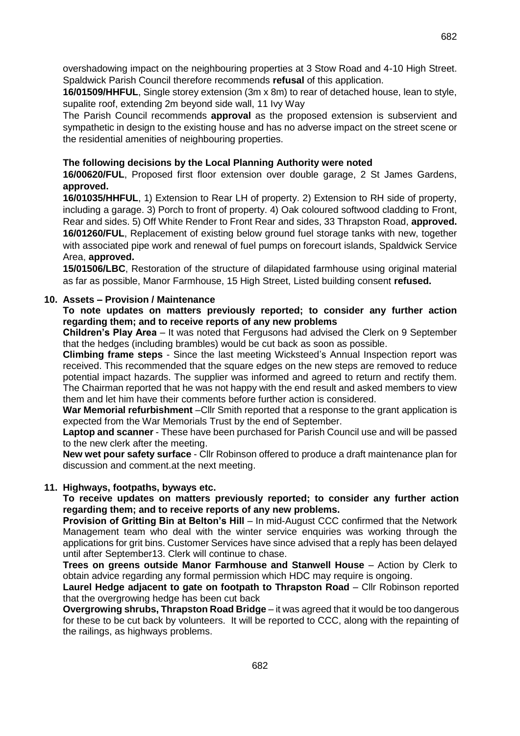overshadowing impact on the neighbouring properties at 3 Stow Road and 4-10 High Street. Spaldwick Parish Council therefore recommends **refusal** of this application.

**16/01509/HHFUL**, Single storey extension (3m x 8m) to rear of detached house, lean to style, supalite roof, extending 2m beyond side wall, 11 Ivy Way

The Parish Council recommends **approval** as the proposed extension is subservient and sympathetic in design to the existing house and has no adverse impact on the street scene or the residential amenities of neighbouring properties.

**The following decisions by the Local Planning Authority were noted**

**16/00620/FUL**, Proposed first floor extension over double garage, 2 St James Gardens, **approved.**

**16/01035/HHFUL**, 1) Extension to Rear LH of property. 2) Extension to RH side of property, including a garage. 3) Porch to front of property. 4) Oak coloured softwood cladding to Front, Rear and sides. 5) Off White Render to Front Rear and sides, 33 Thrapston Road, **approved.**

**16/01260/FUL**, Replacement of existing below ground fuel storage tanks with new, together with associated pipe work and renewal of fuel pumps on forecourt islands, Spaldwick Service Area, **approved.**

**15/01506/LBC**, Restoration of the structure of dilapidated farmhouse using original material as far as possible, Manor Farmhouse, 15 High Street, Listed building consent **refused.**

## 10. Assets – Provision / Maintenance

**To note updates on matters previously reported; to consider any further action regarding them; and to receive reports of any new problems**

**Children's Play Area** – It was noted that Fergusons had advised the Clerk on 9 September that the hedges (including brambles) would be cut back as soon as possible.

**Climbing frame steps** - Since the last meeting Wicksteed's Annual Inspection report was received. This recommended that the square edges on the new steps are removed to reduce potential impact hazards. The supplier was informed and agreed to return and rectify them. The Chairman reported that he was not happy with the end result and asked members to view them and let him have their comments before further action is considered.

**War Memorial refurbishment** –Cllr Smith reported that a response to the grant application is expected from the War Memorials Trust by the end of September.

**Laptop and scanner** - These have been purchased for Parish Council use and will be passed to the new clerk after the meeting.

**New wet pour safety surface** - Cllr Robinson offered to produce a draft maintenance plan for discussion and comment.at the next meeting.

## 11. Highways, footpaths, byways etc.

**To receive updates on matters previously reported; to consider any further action regarding them; and to receive reports of any new problems.**

**Provision of Gritting Bin at Belton's Hill** – In mid-August CCC confirmed that the Network Management team who deal with the winter service enquiries was working through the applications for grit bins. Customer Services have since advised that a reply has been delayed until after September13. Clerk will continue to chase.

**Trees on greens outside Manor Farmhouse and Stanwell House** – Action by Clerk to obtain advice regarding any formal permission which HDC may require is ongoing.

**Laurel Hedge adjacent to gate on footpath to Thrapston Road** – Cllr Robinson reported that the overgrowing hedge has been cut back

**Overgrowing shrubs, Thrapston Road Bridge** – it was agreed that it would be too dangerous for these to be cut back by volunteers. It will be reported to CCC, along with the repainting of the railings, as highways problems.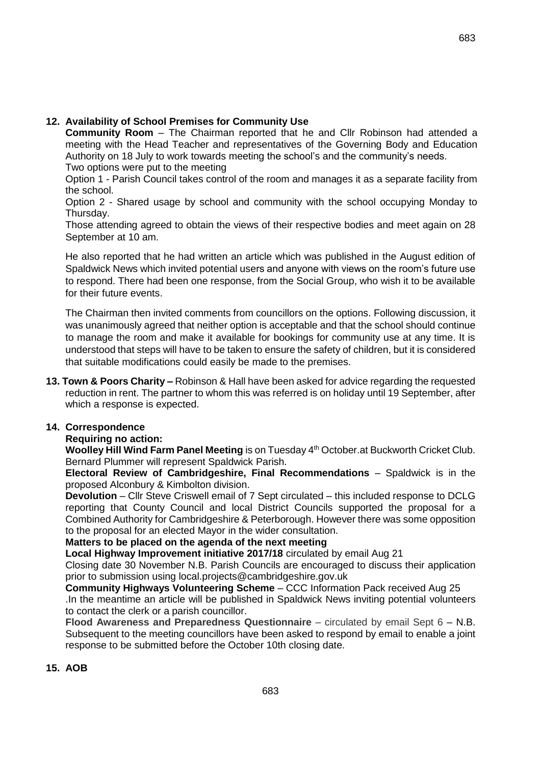**12. Availability of School Premises for Community Use**

**Community Room** – The Chairman reported that he and Cllr Robinson had attended a meeting with the Head Teacher and representatives of the Governing Body and Education Authority on 18 July to work towards meeting the school's and the community's needs.

Two options were put to the meeting

Option 1 - Parish Council takes control of the room and manages it as a separate facility from the school.

Option 2 - Shared usage by school and community with the school occupying Monday to Thursday.

Those attending agreed to obtain the views of their respective bodies and meet again on 28 September at 10 am.

He also reported that he had written an article which was published in the August edition of Spaldwick News which invited potential users and anyone with views on the room's future use to respond. There had been one response, from the Social Group, who wish it to be available for their future events.

The Chairman then invited comments from councillors on the options. Following discussion, it was unanimously agreed that neither option is acceptable and that the school should continue to manage the room and make it available for bookings for community use at any time. It is understood that steps will have to be taken to ensure the safety of children, but it is considered that suitable modifications could easily be made to the premises.

**13. Town & Poors Charity –** Robinson & Hall have been asked for advice regarding the requested reduction in rent. The partner to whom this was referred is on holiday until 19 September, after which a response is expected.

**14. Correspondence**

**Requiring no action:**

**Woolley Hill Wind Farm Panel Meeting** is on Tuesday 4th October.at Buckworth Cricket Club. Bernard Plummer will represent Spaldwick Parish.

**Electoral Review of Cambridgeshire, Final Recommendations** – Spaldwick is in the proposed Alconbury & Kimbolton division.

**Devolution** – Cllr Steve Criswell email of 7 Sept circulated – this included response to DCLG reporting that County Council and local District Councils supported the proposal for a Combined Authority for Cambridgeshire & Peterborough. However there was some opposition to the proposal for an elected Mayor in the wider consultation.

**Matters to be placed on the agenda of the next meeting**

**Local Highway Improvement initiative 2017/18** circulated by email Aug 21

Closing date 30 November N.B. Parish Councils are encouraged to discuss their application prior to submission using local.projects@cambridgeshire.gov.uk

**Community Highways Volunteering Scheme** – CCC Information Pack received Aug 25

.In the meantime an article will be published in Spaldwick News inviting potential volunteers to contact the clerk or a parish councillor.

**Flood Awareness and Preparedness Questionnaire** – circulated by email Sept 6 – N.B. Subsequent to the meeting councillors have been asked to respond by email to enable a joint response to be submitted before the October 10th closing date.

**15. AOB**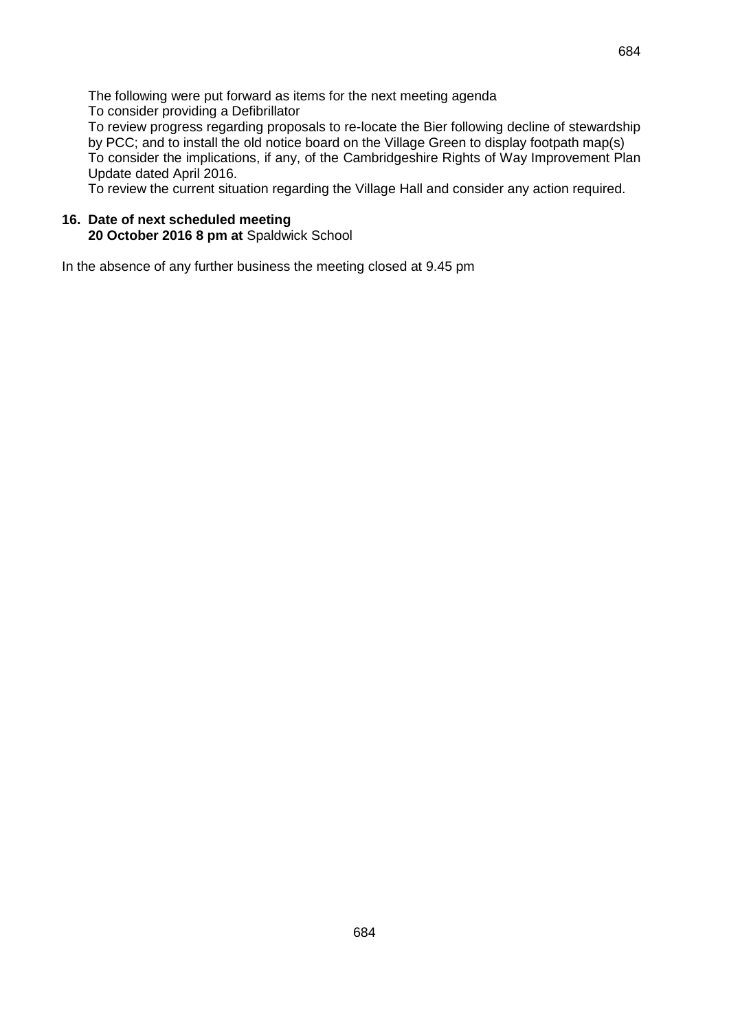The following were put forward as items for the next meeting agenda

To consider providing a Defibrillator

To review progress regarding proposals to re-locate the Bier following decline of stewardship by PCC; and to install the old notice board on the Village Green to display footpath map(s)

To consider the implications, if any, of the Cambridgeshire Rights of Way Improvement Plan Update dated April 2016.

To review the current situation regarding the Village Hall and consider any action required.

**16. Date of next scheduled meeting**
**20 October 2016 8 pm at** Spaldwick School

In the absence of any further business the meeting closed at 9.45 pm